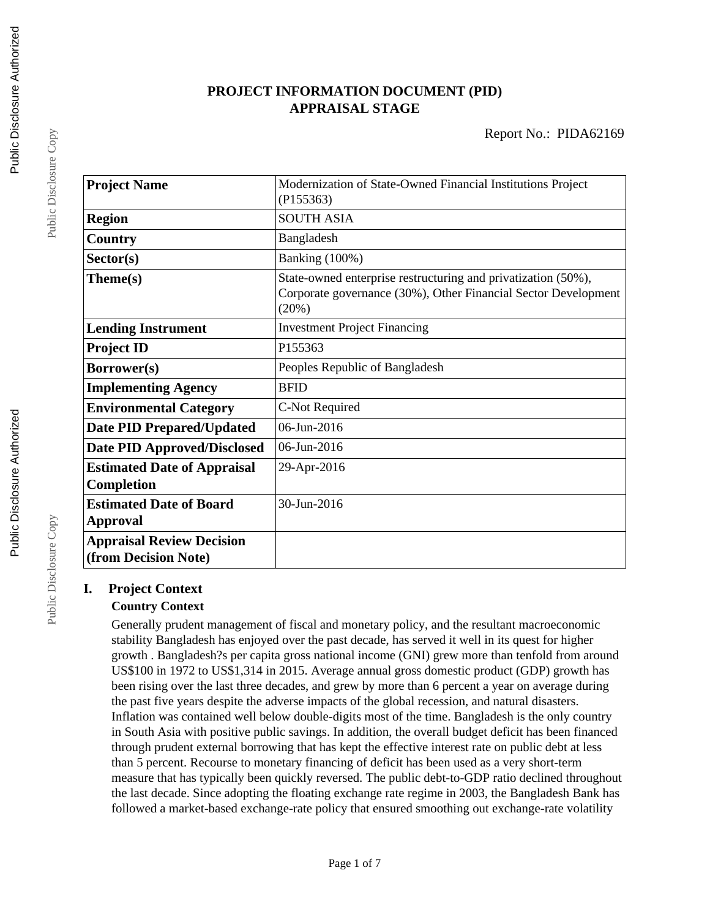# PROJECT INFORMATION DOCUMENT (PID)
# APPRAISAL STAGE

Report No.: PIDA62169

| Project Name | Modernization of State-Owned Financial Institutions Project (P155363) |
|---|---|
| Region | SOUTH ASIA |
| Country | Bangladesh |
| Sector(s) | Banking (100%) |
| Theme(s) | State-owned enterprise restructuring and privatization (50%), Corporate governance (30%), Other Financial Sector Development (20%) |
| Lending Instrument | Investment Project Financing |
| Project ID | P155363 |
| Borrower(s) | Peoples Republic of Bangladesh |
| Implementing Agency | BFID |
| Environmental Category | C-Not Required |
| Date PID Prepared/Updated | 06-Jun-2016 |
| Date PID Approved/Disclosed | 06-Jun-2016 |
| Estimated Date of Appraisal Completion | 29-Apr-2016 |
| Estimated Date of Board Approval | 30-Jun-2016 |
| Appraisal Review Decision (from Decision Note) | |

## I. Project Context

### Country Context

Generally prudent management of fiscal and monetary policy, and the resultant macroeconomic stability Bangladesh has enjoyed over the past decade, has served it well in its quest for higher growth . Bangladesh?s per capita gross national income (GNI) grew more than tenfold from around US$100 in 1972 to US$1,314 in 2015. Average annual gross domestic product (GDP) growth has been rising over the last three decades, and grew by more than 6 percent a year on average during the past five years despite the adverse impacts of the global recession, and natural disasters. Inflation was contained well below double-digits most of the time. Bangladesh is the only country in South Asia with positive public savings. In addition, the overall budget deficit has been financed through prudent external borrowing that has kept the effective interest rate on public debt at less than 5 percent. Recourse to monetary financing of deficit has been used as a very short-term measure that has typically been quickly reversed. The public debt-to-GDP ratio declined throughout the last decade. Since adopting the floating exchange rate regime in 2003, the Bangladesh Bank has followed a market-based exchange-rate policy that ensured smoothing out exchange-rate volatility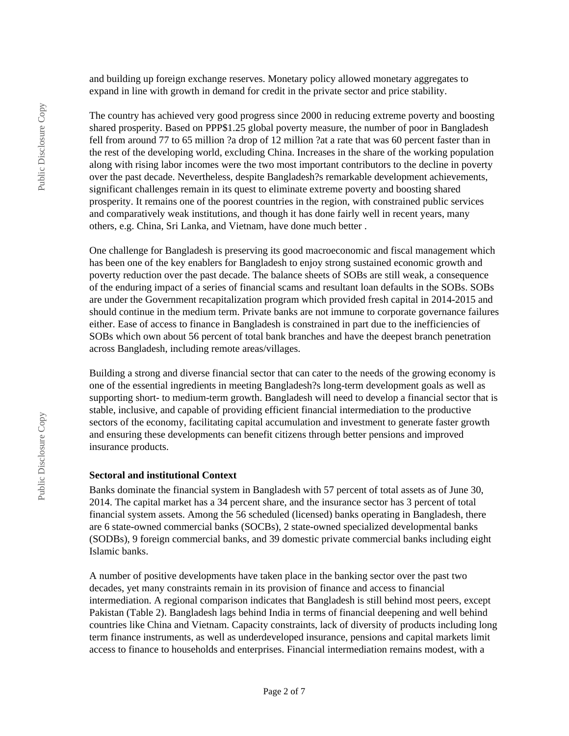and building up foreign exchange reserves. Monetary policy allowed monetary aggregates to expand in line with growth in demand for credit in the private sector and price stability.

The country has achieved very good progress since 2000 in reducing extreme poverty and boosting shared prosperity. Based on PPP$1.25 global poverty measure, the number of poor in Bangladesh fell from around 77 to 65 million ?a drop of 12 million ?at a rate that was 60 percent faster than in the rest of the developing world, excluding China. Increases in the share of the working population along with rising labor incomes were the two most important contributors to the decline in poverty over the past decade. Nevertheless, despite Bangladesh?s remarkable development achievements, significant challenges remain in its quest to eliminate extreme poverty and boosting shared prosperity. It remains one of the poorest countries in the region, with constrained public services and comparatively weak institutions, and though it has done fairly well in recent years, many others, e.g. China, Sri Lanka, and Vietnam, have done much better .

One challenge for Bangladesh is preserving its good macroeconomic and fiscal management which has been one of the key enablers for Bangladesh to enjoy strong sustained economic growth and poverty reduction over the past decade. The balance sheets of SOBs are still weak, a consequence of the enduring impact of a series of financial scams and resultant loan defaults in the SOBs. SOBs are under the Government recapitalization program which provided fresh capital in 2014-2015 and should continue in the medium term. Private banks are not immune to corporate governance failures either. Ease of access to finance in Bangladesh is constrained in part due to the inefficiencies of SOBs which own about 56 percent of total bank branches and have the deepest branch penetration across Bangladesh, including remote areas/villages.

Building a strong and diverse financial sector that can cater to the needs of the growing economy is one of the essential ingredients in meeting Bangladesh?s long-term development goals as well as supporting short- to medium-term growth. Bangladesh will need to develop a financial sector that is stable, inclusive, and capable of providing efficient financial intermediation to the productive sectors of the economy, facilitating capital accumulation and investment to generate faster growth and ensuring these developments can benefit citizens through better pensions and improved insurance products.

**Sectoral and institutional Context**

Banks dominate the financial system in Bangladesh with 57 percent of total assets as of June 30, 2014. The capital market has a 34 percent share, and the insurance sector has 3 percent of total financial system assets. Among the 56 scheduled (licensed) banks operating in Bangladesh, there are 6 state-owned commercial banks (SOCBs), 2 state-owned specialized developmental banks (SODBs), 9 foreign commercial banks, and 39 domestic private commercial banks including eight Islamic banks.

A number of positive developments have taken place in the banking sector over the past two decades, yet many constraints remain in its provision of finance and access to financial intermediation. A regional comparison indicates that Bangladesh is still behind most peers, except Pakistan (Table 2). Bangladesh lags behind India in terms of financial deepening and well behind countries like China and Vietnam. Capacity constraints, lack of diversity of products including long term finance instruments, as well as underdeveloped insurance, pensions and capital markets limit access to finance to households and enterprises. Financial intermediation remains modest, with a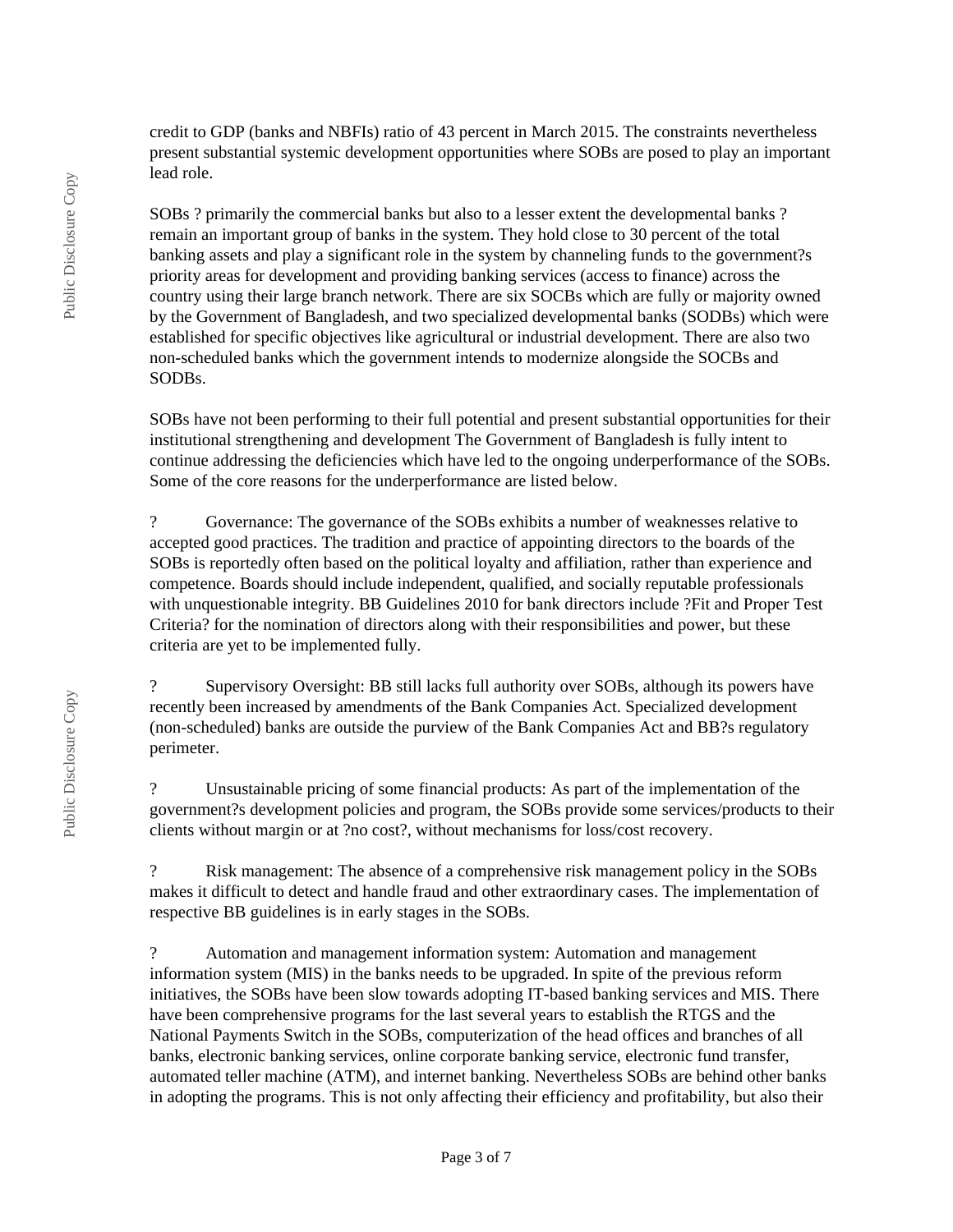credit to GDP (banks and NBFIs) ratio of 43 percent in March 2015. The constraints nevertheless present substantial systemic development opportunities where SOBs are posed to play an important lead role.

SOBs ? primarily the commercial banks but also to a lesser extent the developmental banks ? remain an important group of banks in the system. They hold close to 30 percent of the total banking assets and play a significant role in the system by channeling funds to the government?s priority areas for development and providing banking services (access to finance) across the country using their large branch network. There are six SOCBs which are fully or majority owned by the Government of Bangladesh, and two specialized developmental banks (SODBs) which were established for specific objectives like agricultural or industrial development. There are also two non-scheduled banks which the government intends to modernize alongside the SOCBs and SODBs.

SOBs have not been performing to their full potential and present substantial opportunities for their institutional strengthening and development The Government of Bangladesh is fully intent to continue addressing the deficiencies which have led to the ongoing underperformance of the SOBs. Some of the core reasons for the underperformance are listed below.

? Governance: The governance of the SOBs exhibits a number of weaknesses relative to accepted good practices. The tradition and practice of appointing directors to the boards of the SOBs is reportedly often based on the political loyalty and affiliation, rather than experience and competence. Boards should include independent, qualified, and socially reputable professionals with unquestionable integrity. BB Guidelines 2010 for bank directors include ?Fit and Proper Test Criteria? for the nomination of directors along with their responsibilities and power, but these criteria are yet to be implemented fully.

? Supervisory Oversight: BB still lacks full authority over SOBs, although its powers have recently been increased by amendments of the Bank Companies Act. Specialized development (non-scheduled) banks are outside the purview of the Bank Companies Act and BB?s regulatory perimeter.

? Unsustainable pricing of some financial products: As part of the implementation of the government?s development policies and program, the SOBs provide some services/products to their clients without margin or at ?no cost?, without mechanisms for loss/cost recovery.

? Risk management: The absence of a comprehensive risk management policy in the SOBs makes it difficult to detect and handle fraud and other extraordinary cases. The implementation of respective BB guidelines is in early stages in the SOBs.

? Automation and management information system: Automation and management information system (MIS) in the banks needs to be upgraded. In spite of the previous reform initiatives, the SOBs have been slow towards adopting IT-based banking services and MIS. There have been comprehensive programs for the last several years to establish the RTGS and the National Payments Switch in the SOBs, computerization of the head offices and branches of all banks, electronic banking services, online corporate banking service, electronic fund transfer, automated teller machine (ATM), and internet banking. Nevertheless SOBs are behind other banks in adopting the programs. This is not only affecting their efficiency and profitability, but also their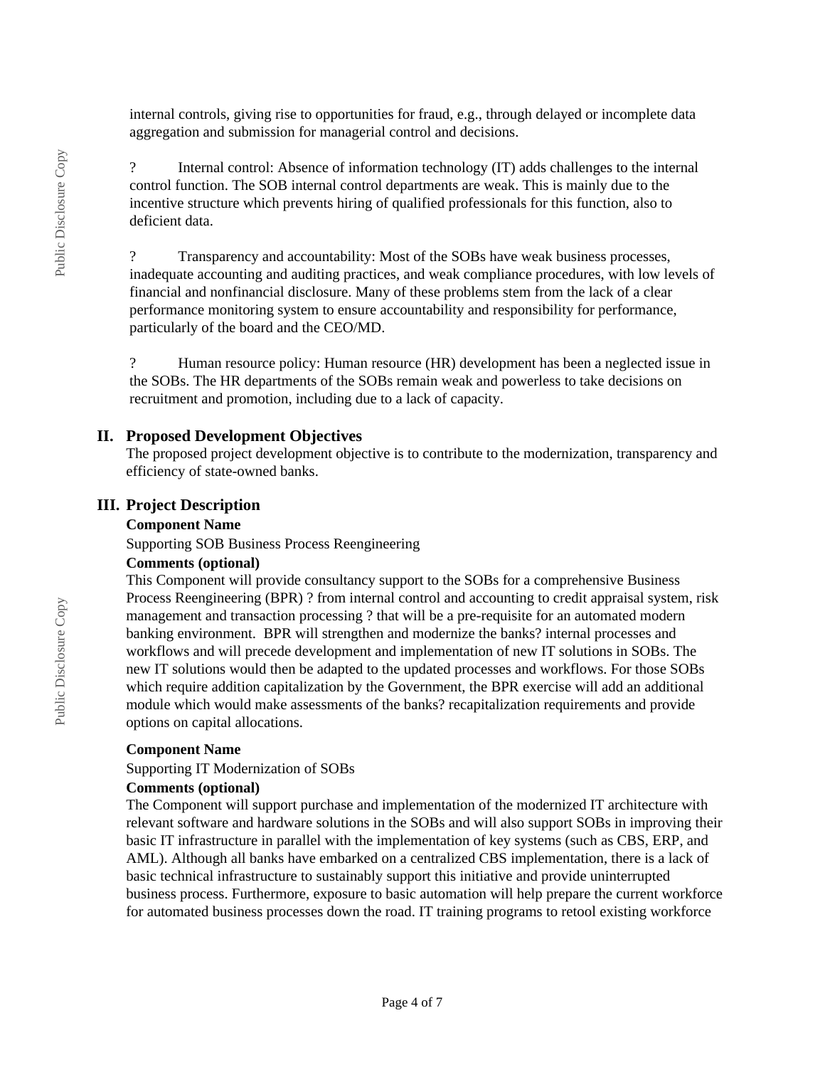internal controls, giving rise to opportunities for fraud, e.g., through delayed or incomplete data aggregation and submission for managerial control and decisions.

? Internal control: Absence of information technology (IT) adds challenges to the internal control function. The SOB internal control departments are weak. This is mainly due to the incentive structure which prevents hiring of qualified professionals for this function, also to deficient data.

? Transparency and accountability: Most of the SOBs have weak business processes, inadequate accounting and auditing practices, and weak compliance procedures, with low levels of financial and nonfinancial disclosure. Many of these problems stem from the lack of a clear performance monitoring system to ensure accountability and responsibility for performance, particularly of the board and the CEO/MD.

? Human resource policy: Human resource (HR) development has been a neglected issue in the SOBs. The HR departments of the SOBs remain weak and powerless to take decisions on recruitment and promotion, including due to a lack of capacity.

## II. Proposed Development Objectives

The proposed project development objective is to contribute to the modernization, transparency and efficiency of state-owned banks.

## III. Project Description

**Component Name**

Supporting SOB Business Process Reengineering

**Comments (optional)**

This Component will provide consultancy support to the SOBs for a comprehensive Business Process Reengineering (BPR) ? from internal control and accounting to credit appraisal system, risk management and transaction processing ? that will be a pre-requisite for an automated modern banking environment. BPR will strengthen and modernize the banks? internal processes and workflows and will precede development and implementation of new IT solutions in SOBs. The new IT solutions would then be adapted to the updated processes and workflows. For those SOBs which require addition capitalization by the Government, the BPR exercise will add an additional module which would make assessments of the banks? recapitalization requirements and provide options on capital allocations.

**Component Name**

Supporting IT Modernization of SOBs

**Comments (optional)**

The Component will support purchase and implementation of the modernized IT architecture with relevant software and hardware solutions in the SOBs and will also support SOBs in improving their basic IT infrastructure in parallel with the implementation of key systems (such as CBS, ERP, and AML). Although all banks have embarked on a centralized CBS implementation, there is a lack of basic technical infrastructure to sustainably support this initiative and provide uninterrupted business process. Furthermore, exposure to basic automation will help prepare the current workforce for automated business processes down the road. IT training programs to retool existing workforce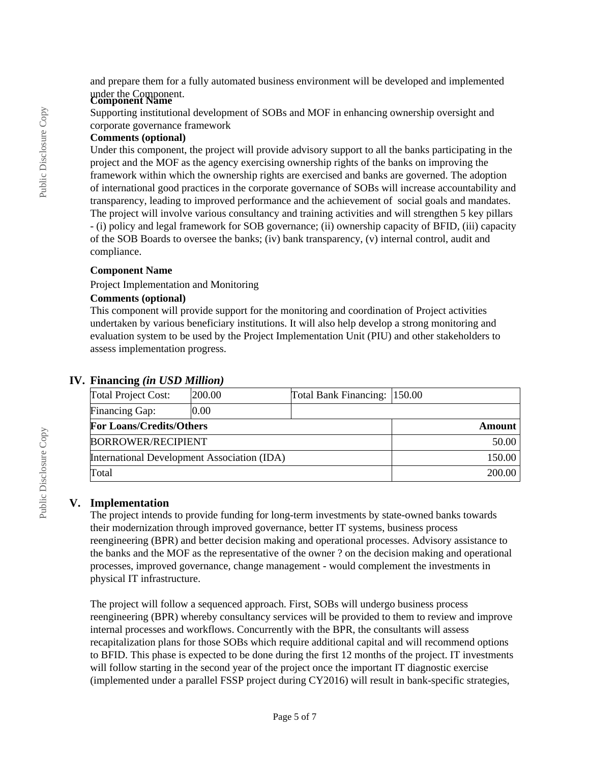and prepare them for a fully automated business environment will be developed and implemented under the Component.

**Component Name**

Supporting institutional development of SOBs and MOF in enhancing ownership oversight and corporate governance framework

**Comments (optional)**

Under this component, the project will provide advisory support to all the banks participating in the project and the MOF as the agency exercising ownership rights of the banks on improving the framework within which the ownership rights are exercised and banks are governed. The adoption of international good practices in the corporate governance of SOBs will increase accountability and transparency, leading to improved performance and the achievement of social goals and mandates. The project will involve various consultancy and training activities and will strengthen 5 key pillars - (i) policy and legal framework for SOB governance; (ii) ownership capacity of BFID, (iii) capacity of the SOB Boards to oversee the banks; (iv) bank transparency, (v) internal control, audit and compliance.

**Component Name**

Project Implementation and Monitoring

**Comments (optional)**

This component will provide support for the monitoring and coordination of Project activities undertaken by various beneficiary institutions. It will also help develop a strong monitoring and evaluation system to be used by the Project Implementation Unit (PIU) and other stakeholders to assess implementation progress.

## IV. Financing *(in USD Million)*

| Total Project Cost: | 200.00 | Total Bank Financing: | 150.00 |
|---|---|---|---|
| Financing Gap: | 0.00 | | |
| **For Loans/Credits/Others** | | | **Amount** |
| BORROWER/RECIPIENT | | | 50.00 |
| International Development Association (IDA) | | | 150.00 |
| Total | | | 200.00 |

## V. Implementation

The project intends to provide funding for long-term investments by state-owned banks towards their modernization through improved governance, better IT systems, business process reengineering (BPR) and better decision making and operational processes. Advisory assistance to the banks and the MOF as the representative of the owner ? on the decision making and operational processes, improved governance, change management - would complement the investments in physical IT infrastructure.

The project will follow a sequenced approach. First, SOBs will undergo business process reengineering (BPR) whereby consultancy services will be provided to them to review and improve internal processes and workflows. Concurrently with the BPR, the consultants will assess recapitalization plans for those SOBs which require additional capital and will recommend options to BFID. This phase is expected to be done during the first 12 months of the project. IT investments will follow starting in the second year of the project once the important IT diagnostic exercise (implemented under a parallel FSSP project during CY2016) will result in bank-specific strategies,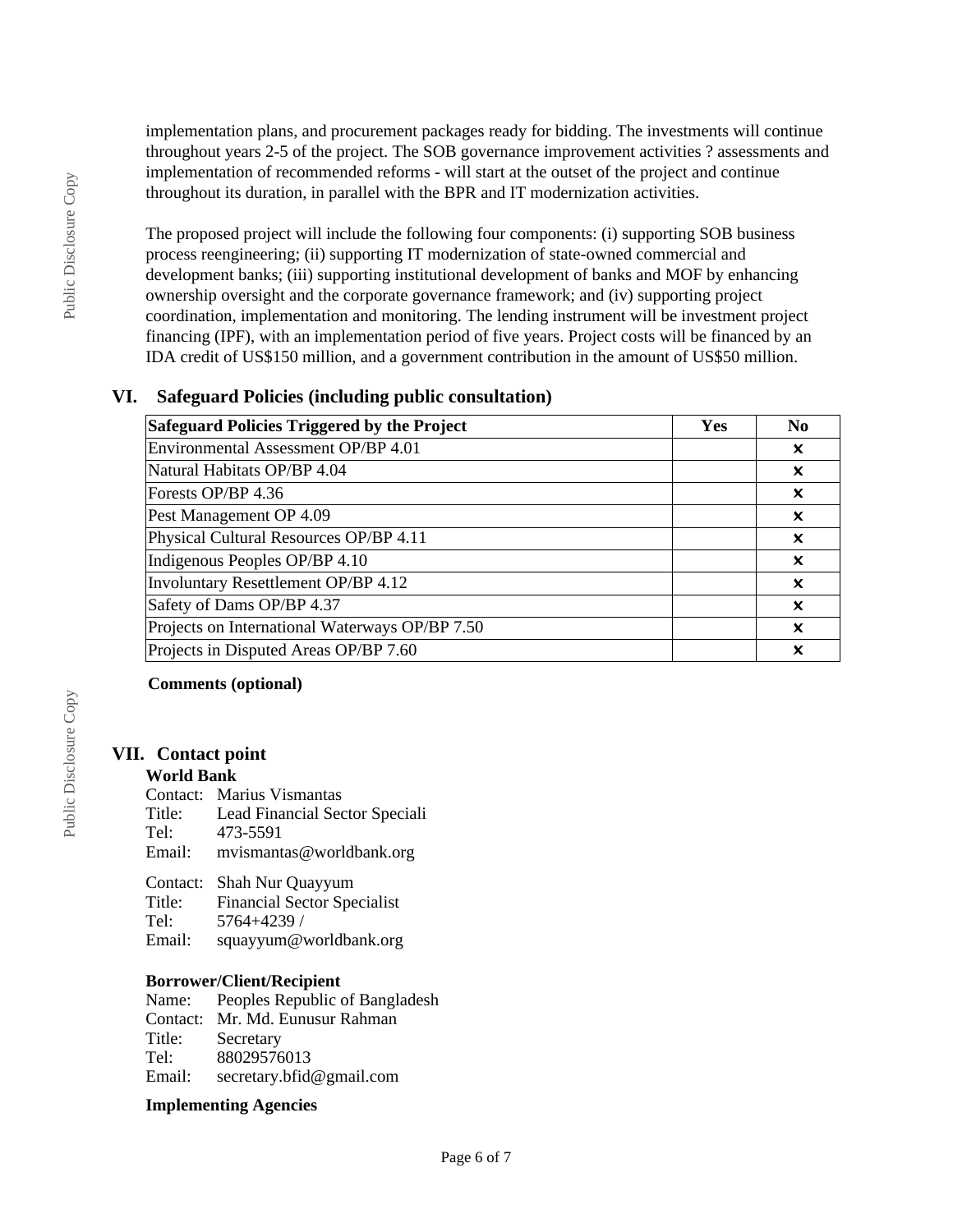implementation plans, and procurement packages ready for bidding. The investments will continue throughout years 2-5 of the project. The SOB governance improvement activities ? assessments and implementation of recommended reforms - will start at the outset of the project and continue throughout its duration, in parallel with the BPR and IT modernization activities.

The proposed project will include the following four components: (i) supporting SOB business process reengineering; (ii) supporting IT modernization of state-owned commercial and development banks; (iii) supporting institutional development of banks and MOF by enhancing ownership oversight and the corporate governance framework; and (iv) supporting project coordination, implementation and monitoring. The lending instrument will be investment project financing (IPF), with an implementation period of five years. Project costs will be financed by an IDA credit of US$150 million, and a government contribution in the amount of US$50 million.

## VI. Safeguard Policies (including public consultation)

| Safeguard Policies Triggered by the Project | Yes | No |
|---|---|---|
| Environmental Assessment OP/BP 4.01 | | ✗ |
| Natural Habitats OP/BP 4.04 | | ✗ |
| Forests OP/BP 4.36 | | ✗ |
| Pest Management OP 4.09 | | ✗ |
| Physical Cultural Resources OP/BP 4.11 | | ✗ |
| Indigenous Peoples OP/BP 4.10 | | ✗ |
| Involuntary Resettlement OP/BP 4.12 | | ✗ |
| Safety of Dams OP/BP 4.37 | | ✗ |
| Projects on International Waterways OP/BP 7.50 | | ✗ |
| Projects in Disputed Areas OP/BP 7.60 | | ✗ |

**Comments (optional)**

## VII. Contact point

**World Bank**

Contact: Marius Vismantas
Title: Lead Financial Sector Speciali
Tel: 473-5591
Email: mvismantas@worldbank.org

Contact: Shah Nur Quayyum
Title: Financial Sector Specialist
Tel: 5764+4239 /
Email: squayyum@worldbank.org

**Borrower/Client/Recipient**

Name: Peoples Republic of Bangladesh
Contact: Mr. Md. Eunusur Rahman
Title: Secretary
Tel: 88029576013
Email: secretary.bfid@gmail.com

**Implementing Agencies**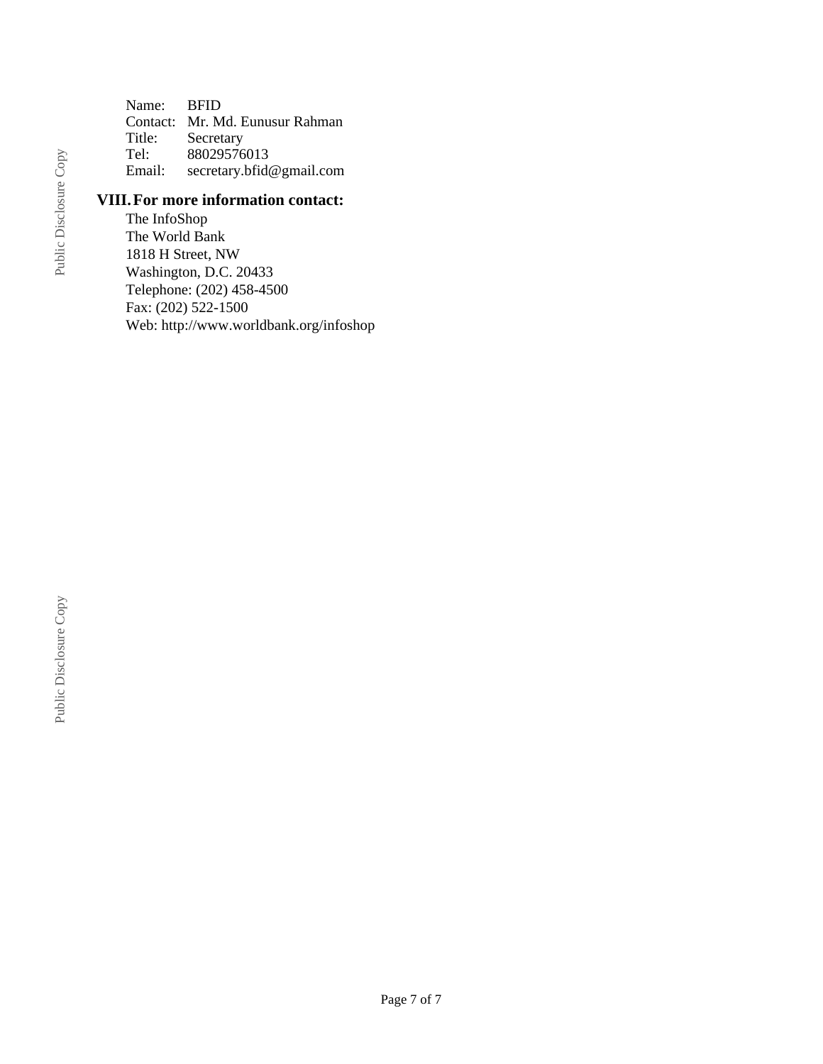Name: BFID
Contact: Mr. Md. Eunusur Rahman
Title: Secretary
Tel: 88029576013
Email: secretary.bfid@gmail.com

## VIII. For more information contact:

The InfoShop
The World Bank
1818 H Street, NW
Washington, D.C. 20433
Telephone: (202) 458-4500
Fax: (202) 522-1500
Web: http://www.worldbank.org/infoshop